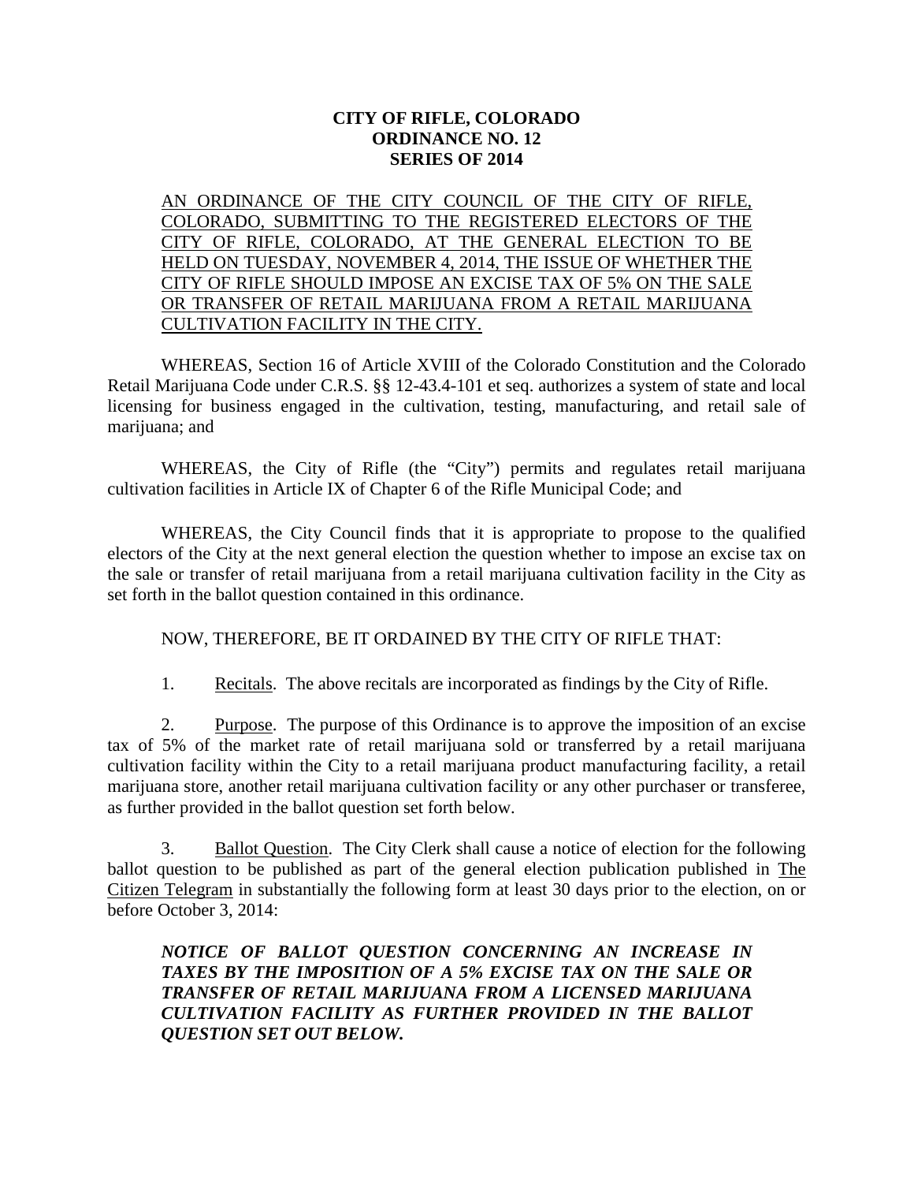**CITY OF RIFLE, COLORADO**
**ORDINANCE NO. 12**
**SERIES OF 2014**

AN ORDINANCE OF THE CITY COUNCIL OF THE CITY OF RIFLE, COLORADO, SUBMITTING TO THE REGISTERED ELECTORS OF THE CITY OF RIFLE, COLORADO, AT THE GENERAL ELECTION TO BE HELD ON TUESDAY, NOVEMBER 4, 2014, THE ISSUE OF WHETHER THE CITY OF RIFLE SHOULD IMPOSE AN EXCISE TAX OF 5% ON THE SALE OR TRANSFER OF RETAIL MARIJUANA FROM A RETAIL MARIJUANA CULTIVATION FACILITY IN THE CITY.

WHEREAS, Section 16 of Article XVIII of the Colorado Constitution and the Colorado Retail Marijuana Code under C.R.S. §§ 12-43.4-101 et seq. authorizes a system of state and local licensing for business engaged in the cultivation, testing, manufacturing, and retail sale of marijuana; and

WHEREAS, the City of Rifle (the "City") permits and regulates retail marijuana cultivation facilities in Article IX of Chapter 6 of the Rifle Municipal Code; and

WHEREAS, the City Council finds that it is appropriate to propose to the qualified electors of the City at the next general election the question whether to impose an excise tax on the sale or transfer of retail marijuana from a retail marijuana cultivation facility in the City as set forth in the ballot question contained in this ordinance.

NOW, THEREFORE, BE IT ORDAINED BY THE CITY OF RIFLE THAT:

1. Recitals. The above recitals are incorporated as findings by the City of Rifle.

2. Purpose. The purpose of this Ordinance is to approve the imposition of an excise tax of 5% of the market rate of retail marijuana sold or transferred by a retail marijuana cultivation facility within the City to a retail marijuana product manufacturing facility, a retail marijuana store, another retail marijuana cultivation facility or any other purchaser or transferee, as further provided in the ballot question set forth below.

3. Ballot Question. The City Clerk shall cause a notice of election for the following ballot question to be published as part of the general election publication published in The Citizen Telegram in substantially the following form at least 30 days prior to the election, on or before October 3, 2014:

***NOTICE OF BALLOT QUESTION CONCERNING AN INCREASE IN TAXES BY THE IMPOSITION OF A 5% EXCISE TAX ON THE SALE OR TRANSFER OF RETAIL MARIJUANA FROM A LICENSED MARIJUANA CULTIVATION FACILITY AS FURTHER PROVIDED IN THE BALLOT QUESTION SET OUT BELOW.***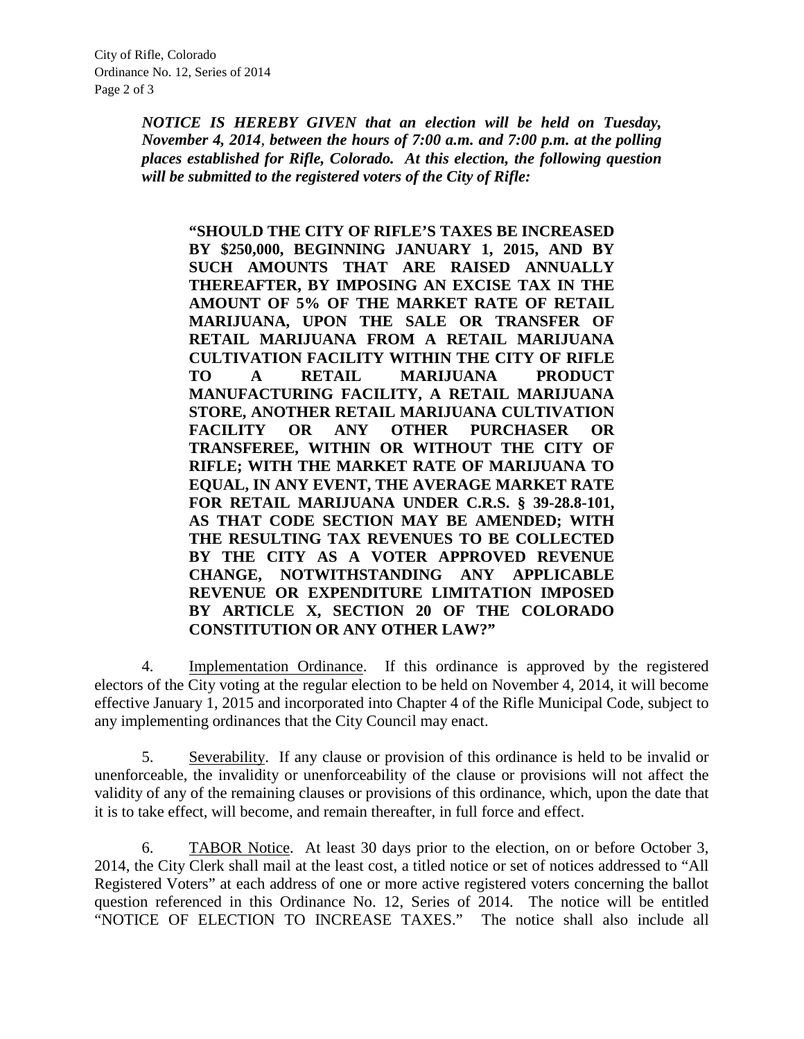*NOTICE IS HEREBY GIVEN that an election will be held on Tuesday, November 4, 2014, between the hours of 7:00 a.m. and 7:00 p.m. at the polling places established for Rifle, Colorado. At this election, the following question will be submitted to the registered voters of the City of Rifle:*

> **"SHOULD THE CITY OF RIFLE'S TAXES BE INCREASED BY $250,000, BEGINNING JANUARY 1, 2015, AND BY SUCH AMOUNTS THAT ARE RAISED ANNUALLY THEREAFTER, BY IMPOSING AN EXCISE TAX IN THE AMOUNT OF 5% OF THE MARKET RATE OF RETAIL MARIJUANA, UPON THE SALE OR TRANSFER OF RETAIL MARIJUANA FROM A RETAIL MARIJUANA CULTIVATION FACILITY WITHIN THE CITY OF RIFLE TO A RETAIL MARIJUANA PRODUCT MANUFACTURING FACILITY, A RETAIL MARIJUANA STORE, ANOTHER RETAIL MARIJUANA CULTIVATION FACILITY OR ANY OTHER PURCHASER OR TRANSFEREE, WITHIN OR WITHOUT THE CITY OF RIFLE; WITH THE MARKET RATE OF MARIJUANA TO EQUAL, IN ANY EVENT, THE AVERAGE MARKET RATE FOR RETAIL MARIJUANA UNDER C.R.S. § 39-28.8-101, AS THAT CODE SECTION MAY BE AMENDED; WITH THE RESULTING TAX REVENUES TO BE COLLECTED BY THE CITY AS A VOTER APPROVED REVENUE CHANGE, NOTWITHSTANDING ANY APPLICABLE REVENUE OR EXPENDITURE LIMITATION IMPOSED BY ARTICLE X, SECTION 20 OF THE COLORADO CONSTITUTION OR ANY OTHER LAW?"**

4. Implementation Ordinance. If this ordinance is approved by the registered electors of the City voting at the regular election to be held on November 4, 2014, it will become effective January 1, 2015 and incorporated into Chapter 4 of the Rifle Municipal Code, subject to any implementing ordinances that the City Council may enact.

5. Severability. If any clause or provision of this ordinance is held to be invalid or unenforceable, the invalidity or unenforceability of the clause or provisions will not affect the validity of any of the remaining clauses or provisions of this ordinance, which, upon the date that it is to take effect, will become, and remain thereafter, in full force and effect.

6. TABOR Notice. At least 30 days prior to the election, on or before October 3, 2014, the City Clerk shall mail at the least cost, a titled notice or set of notices addressed to "All Registered Voters" at each address of one or more active registered voters concerning the ballot question referenced in this Ordinance No. 12, Series of 2014. The notice will be entitled "NOTICE OF ELECTION TO INCREASE TAXES." The notice shall also include all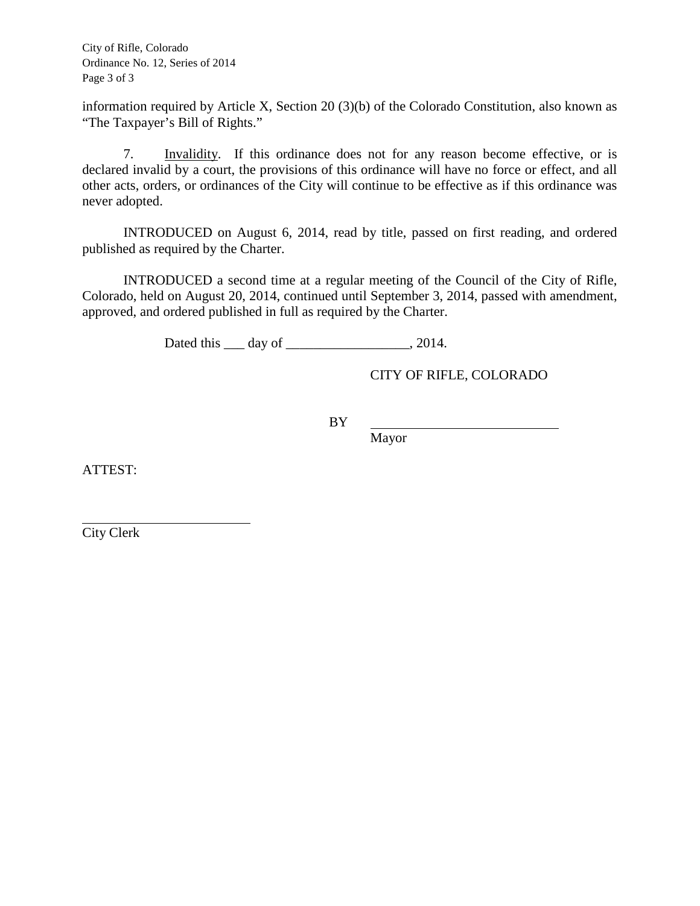information required by Article X, Section 20 (3)(b) of the Colorado Constitution, also known as "The Taxpayer's Bill of Rights."

7. Invalidity. If this ordinance does not for any reason become effective, or is declared invalid by a court, the provisions of this ordinance will have no force or effect, and all other acts, orders, or ordinances of the City will continue to be effective as if this ordinance was never adopted.

INTRODUCED on August 6, 2014, read by title, passed on first reading, and ordered published as required by the Charter.

INTRODUCED a second time at a regular meeting of the Council of the City of Rifle, Colorado, held on August 20, 2014, continued until September 3, 2014, passed with amendment, approved, and ordered published in full as required by the Charter.

Dated this ___ day of __________________, 2014.

CITY OF RIFLE, COLORADO

BY ____________________________
Mayor

ATTEST:

____________________________
City Clerk